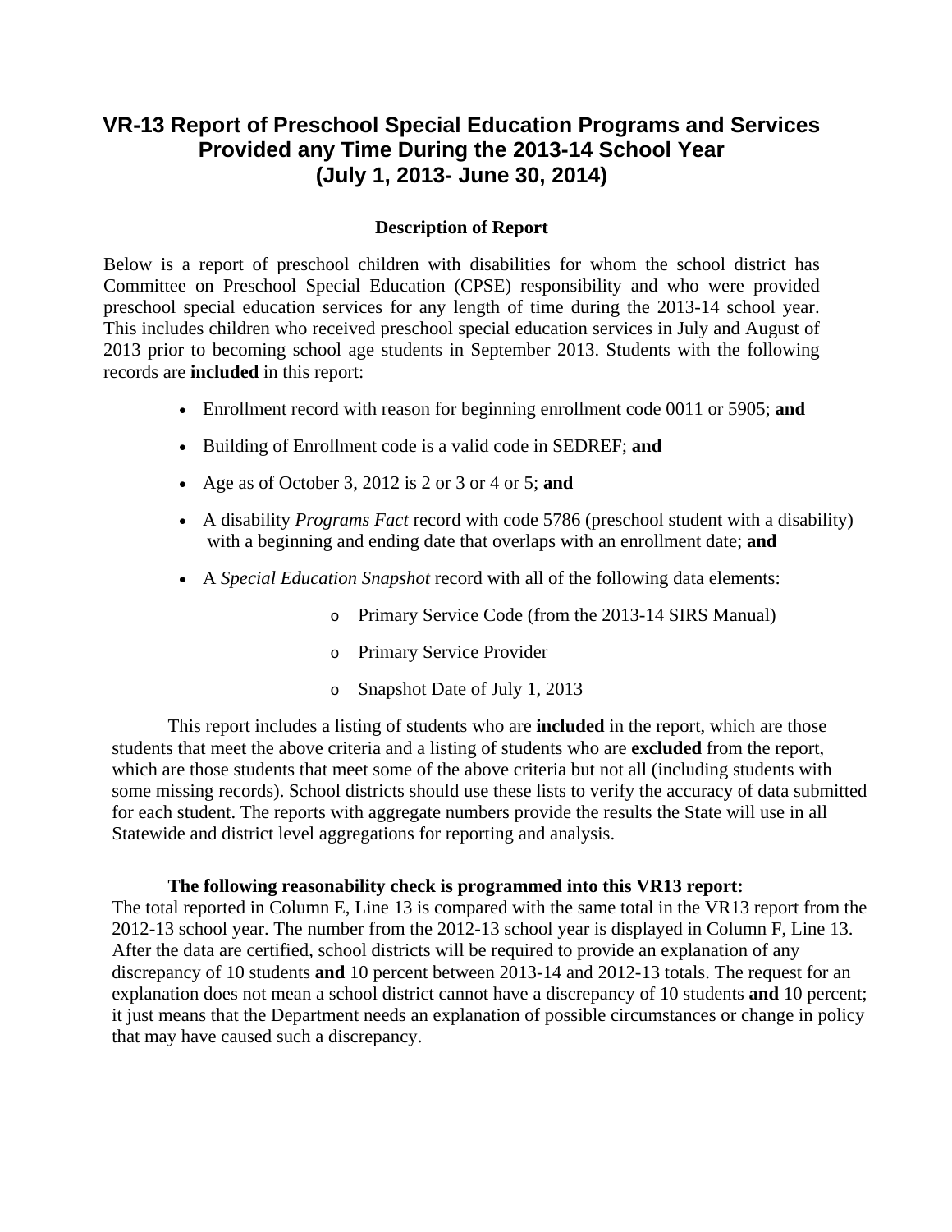# VR-13 Report of Preschool Special Education Programs and Services Provided any Time During the 2013-14 School Year (July 1, 2013- June 30, 2014)

### Description of Report

Below is a report of preschool children with disabilities for whom the school district has Committee on Preschool Special Education (CPSE) responsibility and who were provided preschool special education services for any length of time during the 2013-14 school year. This includes children who received preschool special education services in July and August of 2013 prior to becoming school age students in September 2013. Students with the following records are **included** in this report:

- Enrollment record with reason for beginning enrollment code 0011 or 5905; **and**
- Building of Enrollment code is a valid code in SEDREF; **and**
- Age as of October 3, 2012 is 2 or 3 or 4 or 5; **and**
- A disability *Programs Fact* record with code 5786 (preschool student with a disability) with a beginning and ending date that overlaps with an enrollment date; **and**
- A *Special Education Snapshot* record with all of the following data elements:
  - Primary Service Code (from the 2013-14 SIRS Manual)
  - Primary Service Provider
  - Snapshot Date of July 1, 2013

This report includes a listing of students who are **included** in the report, which are those students that meet the above criteria and a listing of students who are **excluded** from the report, which are those students that meet some of the above criteria but not all (including students with some missing records). School districts should use these lists to verify the accuracy of data submitted for each student. The reports with aggregate numbers provide the results the State will use in all Statewide and district level aggregations for reporting and analysis.

**The following reasonability check is programmed into this VR13 report:**
The total reported in Column E, Line 13 is compared with the same total in the VR13 report from the 2012-13 school year. The number from the 2012-13 school year is displayed in Column F, Line 13. After the data are certified, school districts will be required to provide an explanation of any discrepancy of 10 students **and** 10 percent between 2013-14 and 2012-13 totals. The request for an explanation does not mean a school district cannot have a discrepancy of 10 students **and** 10 percent; it just means that the Department needs an explanation of possible circumstances or change in policy that may have caused such a discrepancy.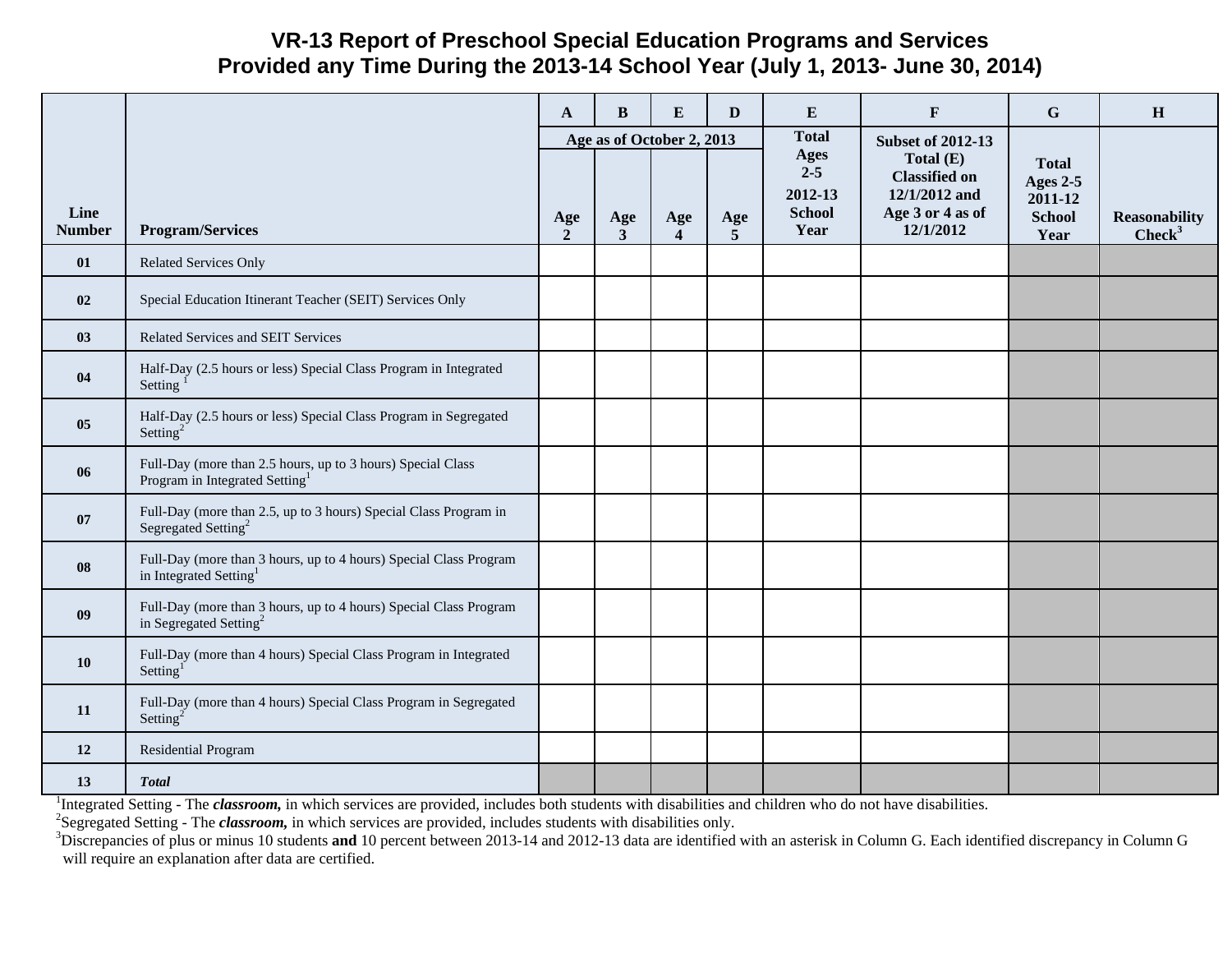# VR-13 Report of Preschool Special Education Programs and Services Provided any Time During the 2013-14 School Year (July 1, 2013- June 30, 2014)

| | | A | B | E | D | E | F | G | H |
|---|---|---|---|---|---|---|---|---|---|
| | | Age as of October 2, 2013 | | | | Total Ages 2-5 2012-13 School Year | Subset of 2012-13 Total (E) Classified on 12/1/2012 and Age 3 or 4 as of 12/1/2012 | Total Ages 2-5 2011-12 School Year | Reasonability Check[3] |
| Line Number | Program/Services | Age 2 | Age 3 | Age 4 | Age 5 | | | | |
| 01 | Related Services Only | | | | | | | | |
| 02 | Special Education Itinerant Teacher (SEIT) Services Only | | | | | | | | |
| 03 | Related Services and SEIT Services | | | | | | | | |
| 04 | Half-Day (2.5 hours or less) Special Class Program in Integrated Setting [1] | | | | | | | | |
| 05 | Half-Day (2.5 hours or less) Special Class Program in Segregated Setting[2] | | | | | | | | |
| 06 | Full-Day (more than 2.5 hours, up to 3 hours) Special Class Program in Integrated Setting[1] | | | | | | | | |
| 07 | Full-Day (more than 2.5, up to 3 hours) Special Class Program in Segregated Setting[2] | | | | | | | | |
| 08 | Full-Day (more than 3 hours, up to 4 hours) Special Class Program in Integrated Setting[1] | | | | | | | | |
| 09 | Full-Day (more than 3 hours, up to 4 hours) Special Class Program in Segregated Setting[2] | | | | | | | | |
| 10 | Full-Day (more than 4 hours) Special Class Program in Integrated Setting[1] | | | | | | | | |
| 11 | Full-Day (more than 4 hours) Special Class Program in Segregated Setting[2] | | | | | | | | |
| 12 | Residential Program | | | | | | | | |
| 13 | ***Total*** | | | | | | | | |

[1]Integrated Setting - The ***classroom,*** in which services are provided, includes both students with disabilities and children who do not have disabilities.

[2]Segregated Setting - The ***classroom,*** in which services are provided, includes students with disabilities only.

[3]Discrepancies of plus or minus 10 students **and** 10 percent between 2013-14 and 2012-13 data are identified with an asterisk in Column G. Each identified discrepancy in Column G will require an explanation after data are certified.